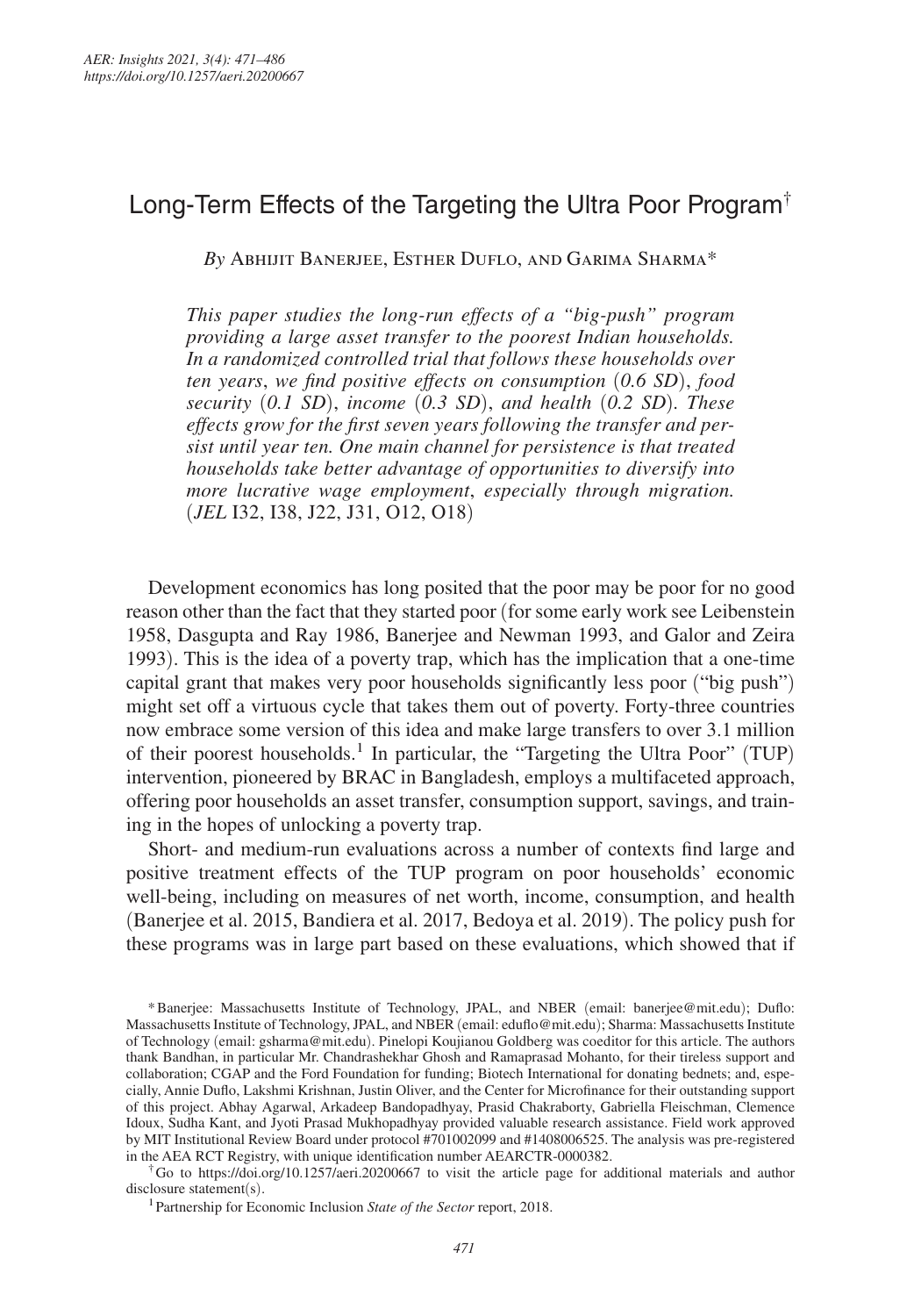# Long-Term Effects of the Targeting the Ultra Poor Program[†]

*By* Abhijit Banerjee, Esther Duflo, and Garima Sharma*

*This paper studies the long-run effects of a "big-push" program providing a large asset transfer to the poorest Indian households. In a randomized controlled trial that follows these households over ten years, we find positive effects on consumption (0.6 SD), food security (0.1 SD), income (0.3 SD), and health (0.2 SD). These effects grow for the first seven years following the transfer and persist until year ten. One main channel for persistence is that treated households take better advantage of opportunities to diversify into more lucrative wage employment, especially through migration.* (*JEL* I32, I38, J22, J31, O12, O18)

Development economics has long posited that the poor may be poor for no good reason other than the fact that they started poor (for some early work see Leibenstein 1958, Dasgupta and Ray 1986, Banerjee and Newman 1993, and Galor and Zeira 1993). This is the idea of a poverty trap, which has the implication that a one-time capital grant that makes very poor households significantly less poor ("big push") might set off a virtuous cycle that takes them out of poverty. Forty-three countries now embrace some version of this idea and make large transfers to over 3.1 million of their poorest households.[1] In particular, the "Targeting the Ultra Poor" (TUP) intervention, pioneered by BRAC in Bangladesh, employs a multifaceted approach, offering poor households an asset transfer, consumption support, savings, and training in the hopes of unlocking a poverty trap.

Short- and medium-run evaluations across a number of contexts find large and positive treatment effects of the TUP program on poor households' economic well-being, including on measures of net worth, income, consumption, and health (Banerjee et al. 2015, Bandiera et al. 2017, Bedoya et al. 2019). The policy push for these programs was in large part based on these evaluations, which showed that if

*Banerjee: Massachusetts Institute of Technology, JPAL, and NBER (email: banerjee@mit.edu); Duflo: Massachusetts Institute of Technology, JPAL, and NBER (email: eduflo@mit.edu); Sharma: Massachusetts Institute of Technology (email: gsharma@mit.edu). Pinelopi Koujianou Goldberg was coeditor for this article. The authors thank Bandhan, in particular Mr. Chandrashekhar Ghosh and Ramaprasad Mohanto, for their tireless support and collaboration; CGAP and the Ford Foundation for funding; Biotech International for donating bednets; and, especially, Annie Duflo, Lakshmi Krishnan, Justin Oliver, and the Center for Microfinance for their outstanding support of this project. Abhay Agarwal, Arkadeep Bandopadhyay, Prasid Chakraborty, Gabriella Fleischman, Clemence Idoux, Sudha Kant, and Jyoti Prasad Mukhopadhyay provided valuable research assistance. Field work approved by MIT Institutional Review Board under protocol #701002099 and #1408006525. The analysis was pre-registered in the AEA RCT Registry, with unique identification number AEARCTR-0000382.

[†]Go to https://doi.org/10.1257/aeri.20200667 to visit the article page for additional materials and author disclosure statement(s).

[1]Partnership for Economic Inclusion *State of the Sector* report, 2018.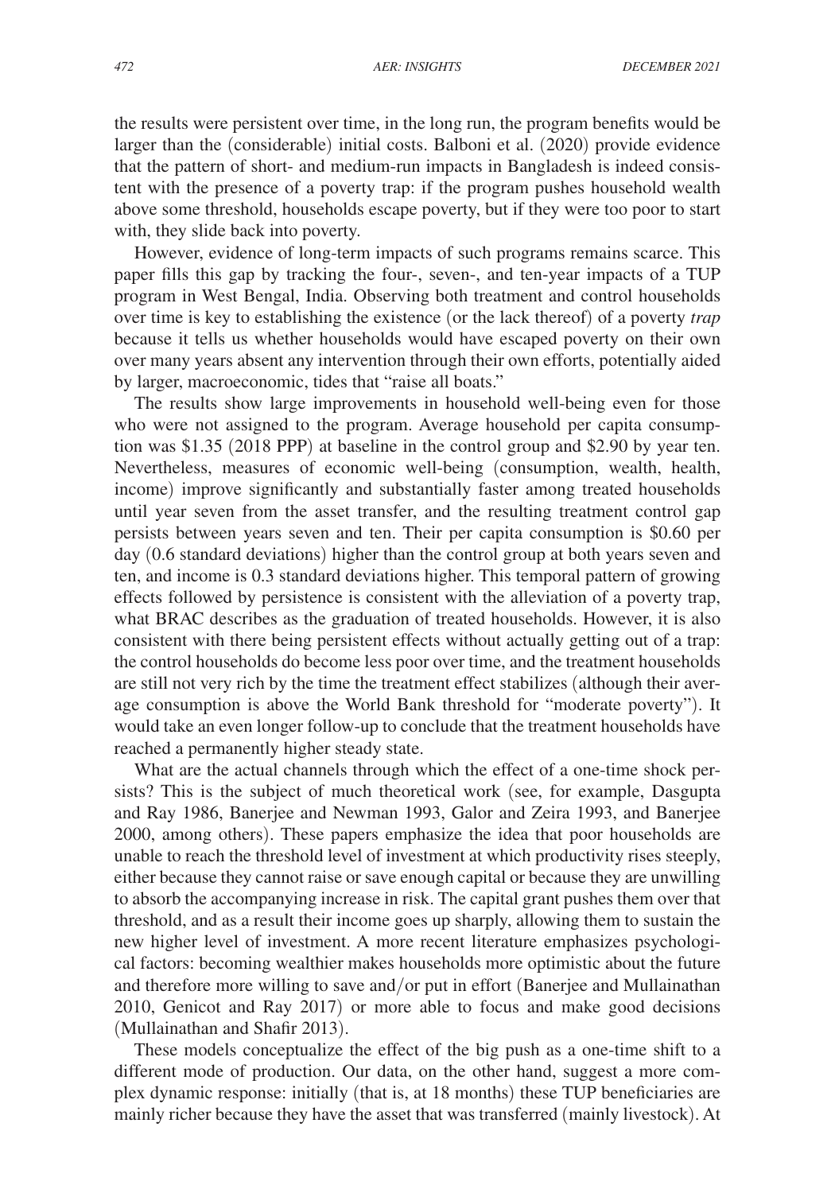the results were persistent over time, in the long run, the program benefits would be larger than the (considerable) initial costs. Balboni et al. (2020) provide evidence that the pattern of short- and medium-run impacts in Bangladesh is indeed consistent with the presence of a poverty trap: if the program pushes household wealth above some threshold, households escape poverty, but if they were too poor to start with, they slide back into poverty.

However, evidence of long-term impacts of such programs remains scarce. This paper fills this gap by tracking the four-, seven-, and ten-year impacts of a TUP program in West Bengal, India. Observing both treatment and control households over time is key to establishing the existence (or the lack thereof) of a poverty *trap* because it tells us whether households would have escaped poverty on their own over many years absent any intervention through their own efforts, potentially aided by larger, macroeconomic, tides that "raise all boats."

The results show large improvements in household well-being even for those who were not assigned to the program. Average household per capita consumption was \$1.35 (2018 PPP) at baseline in the control group and \$2.90 by year ten. Nevertheless, measures of economic well-being (consumption, wealth, health, income) improve significantly and substantially faster among treated households until year seven from the asset transfer, and the resulting treatment control gap persists between years seven and ten. Their per capita consumption is \$0.60 per day (0.6 standard deviations) higher than the control group at both years seven and ten, and income is 0.3 standard deviations higher. This temporal pattern of growing effects followed by persistence is consistent with the alleviation of a poverty trap, what BRAC describes as the graduation of treated households. However, it is also consistent with there being persistent effects without actually getting out of a trap: the control households do become less poor over time, and the treatment households are still not very rich by the time the treatment effect stabilizes (although their average consumption is above the World Bank threshold for "moderate poverty"). It would take an even longer follow-up to conclude that the treatment households have reached a permanently higher steady state.

What are the actual channels through which the effect of a one-time shock persists? This is the subject of much theoretical work (see, for example, Dasgupta and Ray 1986, Banerjee and Newman 1993, Galor and Zeira 1993, and Banerjee 2000, among others). These papers emphasize the idea that poor households are unable to reach the threshold level of investment at which productivity rises steeply, either because they cannot raise or save enough capital or because they are unwilling to absorb the accompanying increase in risk. The capital grant pushes them over that threshold, and as a result their income goes up sharply, allowing them to sustain the new higher level of investment. A more recent literature emphasizes psychological factors: becoming wealthier makes households more optimistic about the future and therefore more willing to save and/or put in effort (Banerjee and Mullainathan 2010, Genicot and Ray 2017) or more able to focus and make good decisions (Mullainathan and Shafir 2013).

These models conceptualize the effect of the big push as a one-time shift to a different mode of production. Our data, on the other hand, suggest a more complex dynamic response: initially (that is, at 18 months) these TUP beneficiaries are mainly richer because they have the asset that was transferred (mainly livestock). At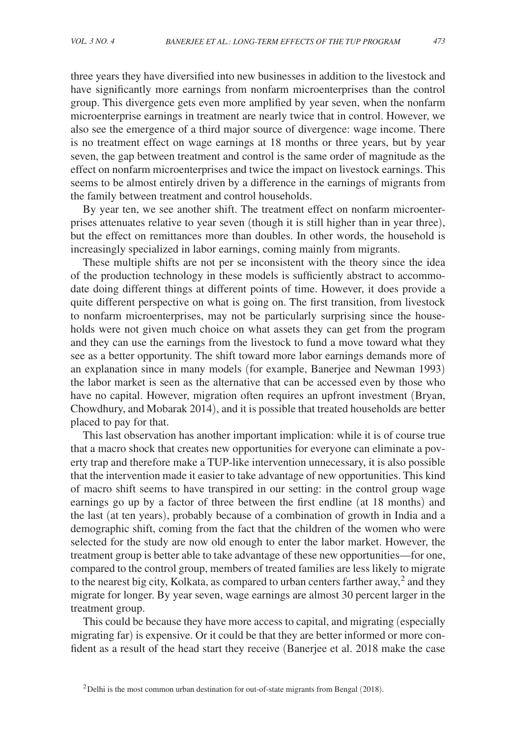three years they have diversified into new businesses in addition to the livestock and have significantly more earnings from nonfarm microenterprises than the control group. This divergence gets even more amplified by year seven, when the nonfarm microenterprise earnings in treatment are nearly twice that in control. However, we also see the emergence of a third major source of divergence: wage income. There is no treatment effect on wage earnings at 18 months or three years, but by year seven, the gap between treatment and control is the same order of magnitude as the effect on nonfarm microenterprises and twice the impact on livestock earnings. This seems to be almost entirely driven by a difference in the earnings of migrants from the family between treatment and control households.

By year ten, we see another shift. The treatment effect on nonfarm microenterprises attenuates relative to year seven (though it is still higher than in year three), but the effect on remittances more than doubles. In other words, the household is increasingly specialized in labor earnings, coming mainly from migrants.

These multiple shifts are not per se inconsistent with the theory since the idea of the production technology in these models is sufficiently abstract to accommodate doing different things at different points of time. However, it does provide a quite different perspective on what is going on. The first transition, from livestock to nonfarm microenterprises, may not be particularly surprising since the households were not given much choice on what assets they can get from the program and they can use the earnings from the livestock to fund a move toward what they see as a better opportunity. The shift toward more labor earnings demands more of an explanation since in many models (for example, Banerjee and Newman 1993) the labor market is seen as the alternative that can be accessed even by those who have no capital. However, migration often requires an upfront investment (Bryan, Chowdhury, and Mobarak 2014), and it is possible that treated households are better placed to pay for that.

This last observation has another important implication: while it is of course true that a macro shock that creates new opportunities for everyone can eliminate a poverty trap and therefore make a TUP-like intervention unnecessary, it is also possible that the intervention made it easier to take advantage of new opportunities. This kind of macro shift seems to have transpired in our setting: in the control group wage earnings go up by a factor of three between the first endline (at 18 months) and the last (at ten years), probably because of a combination of growth in India and a demographic shift, coming from the fact that the children of the women who were selected for the study are now old enough to enter the labor market. However, the treatment group is better able to take advantage of these new opportunities—for one, compared to the control group, members of treated families are less likely to migrate to the nearest big city, Kolkata, as compared to urban centers farther away,[2] and they migrate for longer. By year seven, wage earnings are almost 30 percent larger in the treatment group.

This could be because they have more access to capital, and migrating (especially migrating far) is expensive. Or it could be that they are better informed or more confident as a result of the head start they receive (Banerjee et al. 2018 make the case

[2] Delhi is the most common urban destination for out-of-state migrants from Bengal (2018).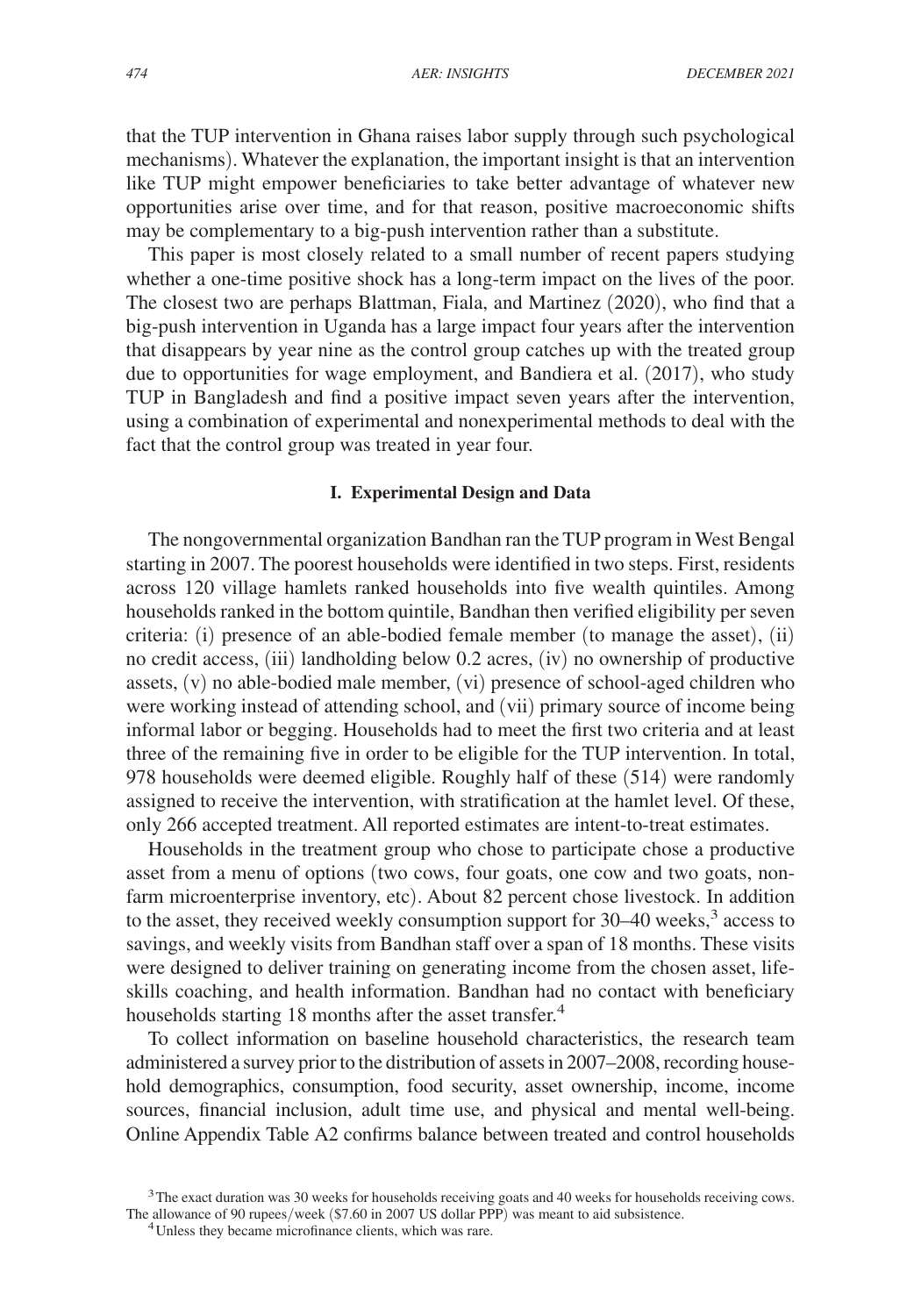that the TUP intervention in Ghana raises labor supply through such psychological mechanisms). Whatever the explanation, the important insight is that an intervention like TUP might empower beneficiaries to take better advantage of whatever new opportunities arise over time, and for that reason, positive macroeconomic shifts may be complementary to a big-push intervention rather than a substitute.

This paper is most closely related to a small number of recent papers studying whether a one-time positive shock has a long-term impact on the lives of the poor. The closest two are perhaps Blattman, Fiala, and Martinez (2020), who find that a big-push intervention in Uganda has a large impact four years after the intervention that disappears by year nine as the control group catches up with the treated group due to opportunities for wage employment, and Bandiera et al. (2017), who study TUP in Bangladesh and find a positive impact seven years after the intervention, using a combination of experimental and nonexperimental methods to deal with the fact that the control group was treated in year four.

## I. Experimental Design and Data

The nongovernmental organization Bandhan ran the TUP program in West Bengal starting in 2007. The poorest households were identified in two steps. First, residents across 120 village hamlets ranked households into five wealth quintiles. Among households ranked in the bottom quintile, Bandhan then verified eligibility per seven criteria: (i) presence of an able-bodied female member (to manage the asset), (ii) no credit access, (iii) landholding below 0.2 acres, (iv) no ownership of productive assets, (v) no able-bodied male member, (vi) presence of school-aged children who were working instead of attending school, and (vii) primary source of income being informal labor or begging. Households had to meet the first two criteria and at least three of the remaining five in order to be eligible for the TUP intervention. In total, 978 households were deemed eligible. Roughly half of these (514) were randomly assigned to receive the intervention, with stratification at the hamlet level. Of these, only 266 accepted treatment. All reported estimates are intent-to-treat estimates.

Households in the treatment group who chose to participate chose a productive asset from a menu of options (two cows, four goats, one cow and two goats, non-farm microenterprise inventory, etc). About 82 percent chose livestock. In addition to the asset, they received weekly consumption support for 30–40 weeks,[3] access to savings, and weekly visits from Bandhan staff over a span of 18 months. These visits were designed to deliver training on generating income from the chosen asset, life-skills coaching, and health information. Bandhan had no contact with beneficiary households starting 18 months after the asset transfer.[4]

To collect information on baseline household characteristics, the research team administered a survey prior to the distribution of assets in 2007–2008, recording household demographics, consumption, food security, asset ownership, income, income sources, financial inclusion, adult time use, and physical and mental well-being. Online Appendix Table A2 confirms balance between treated and control households

[3] The exact duration was 30 weeks for households receiving goats and 40 weeks for households receiving cows. The allowance of 90 rupees/week ($7.60 in 2007 US dollar PPP) was meant to aid subsistence.

[4] Unless they became microfinance clients, which was rare.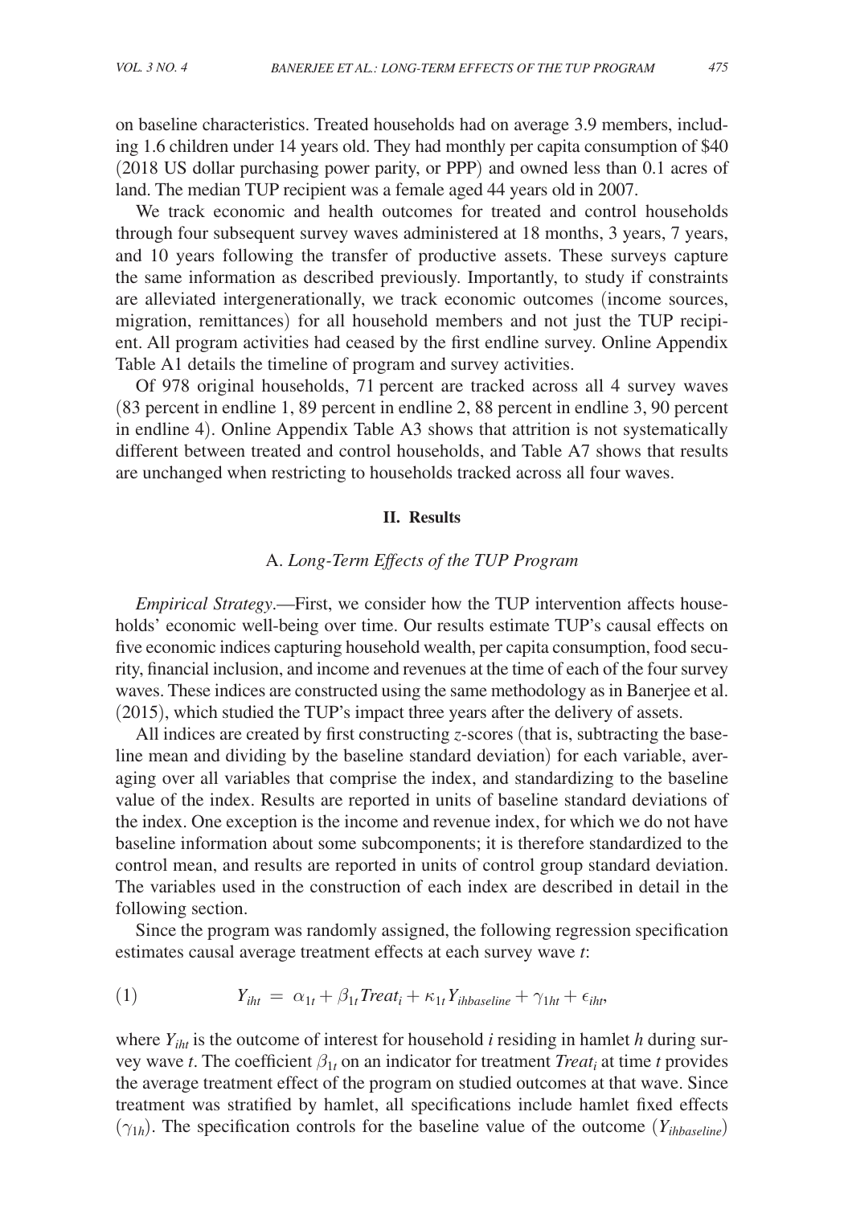on baseline characteristics. Treated households had on average 3.9 members, including 1.6 children under 14 years old. They had monthly per capita consumption of $40 (2018 US dollar purchasing power parity, or PPP) and owned less than 0.1 acres of land. The median TUP recipient was a female aged 44 years old in 2007.

We track economic and health outcomes for treated and control households through four subsequent survey waves administered at 18 months, 3 years, 7 years, and 10 years following the transfer of productive assets. These surveys capture the same information as described previously. Importantly, to study if constraints are alleviated intergenerationally, we track economic outcomes (income sources, migration, remittances) for all household members and not just the TUP recipient. All program activities had ceased by the first endline survey. Online Appendix Table A1 details the timeline of program and survey activities.

Of 978 original households, 71 percent are tracked across all 4 survey waves (83 percent in endline 1, 89 percent in endline 2, 88 percent in endline 3, 90 percent in endline 4). Online Appendix Table A3 shows that attrition is not systematically different between treated and control households, and Table A7 shows that results are unchanged when restricting to households tracked across all four waves.

## II. Results

### A. *Long-Term Effects of the TUP Program*

*Empirical Strategy*.—First, we consider how the TUP intervention affects households' economic well-being over time. Our results estimate TUP's causal effects on five economic indices capturing household wealth, per capita consumption, food security, financial inclusion, and income and revenues at the time of each of the four survey waves. These indices are constructed using the same methodology as in Banerjee et al. (2015), which studied the TUP's impact three years after the delivery of assets.

All indices are created by first constructing *z*-scores (that is, subtracting the baseline mean and dividing by the baseline standard deviation) for each variable, averaging over all variables that comprise the index, and standardizing to the baseline value of the index. Results are reported in units of baseline standard deviations of the index. One exception is the income and revenue index, for which we do not have baseline information about some subcomponents; it is therefore standardized to the control mean, and results are reported in units of control group standard deviation. The variables used in the construction of each index are described in detail in the following section.

Since the program was randomly assigned, the following regression specification estimates causal average treatment effects at each survey wave $t$:

$$(1) \qquad Y_{iht} = \alpha_{1t} + \beta_{1t} Treat_i + \kappa_{1t} Y_{ihbaseline} + \gamma_{1ht} + \epsilon_{iht},$$

where $Y_{iht}$ is the outcome of interest for household $i$ residing in hamlet $h$ during survey wave $t$. The coefficient $\beta_{1t}$ on an indicator for treatment $Treat_i$ at time $t$ provides the average treatment effect of the program on studied outcomes at that wave. Since treatment was stratified by hamlet, all specifications include hamlet fixed effects ($\gamma_{1h}$). The specification controls for the baseline value of the outcome ($Y_{ihbaseline}$)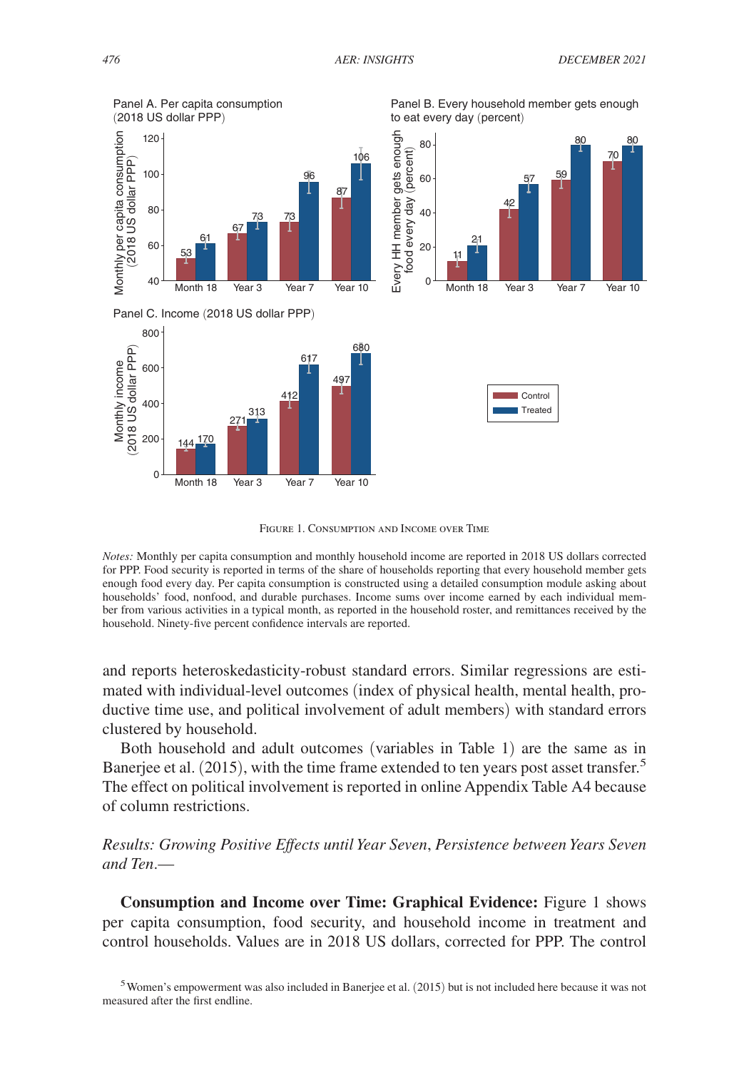FIGURE 1. CONSUMPTION AND INCOME OVER TIME

*Notes:* Monthly per capita consumption and monthly household income are reported in 2018 US dollars corrected for PPP. Food security is reported in terms of the share of households reporting that every household member gets enough food every day. Per capita consumption is constructed using a detailed consumption module asking about households' food, nonfood, and durable purchases. Income sums over income earned by each individual member from various activities in a typical month, as reported in the household roster, and remittances received by the household. Ninety-five percent confidence intervals are reported.

and reports heteroskedasticity-robust standard errors. Similar regressions are estimated with individual-level outcomes (index of physical health, mental health, productive time use, and political involvement of adult members) with standard errors clustered by household.

Both household and adult outcomes (variables in Table 1) are the same as in Banerjee et al. (2015), with the time frame extended to ten years post asset transfer.[5] The effect on political involvement is reported in online Appendix Table A4 because of column restrictions.

*Results: Growing Positive Effects until Year Seven, Persistence between Years Seven and Ten.*—

**Consumption and Income over Time: Graphical Evidence:** Figure 1 shows per capita consumption, food security, and household income in treatment and control households. Values are in 2018 US dollars, corrected for PPP. The control

[5] Women's empowerment was also included in Banerjee et al. (2015) but is not included here because it was not measured after the first endline.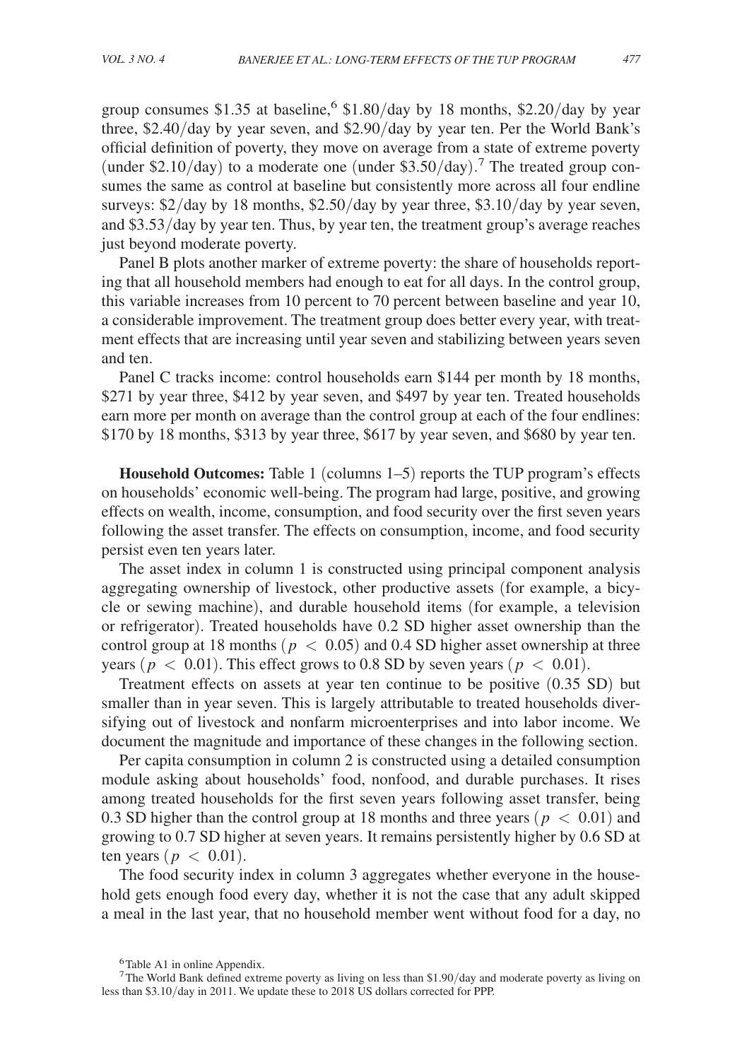group consumes \$1.35 at baseline,[6] \$1.80/day by 18 months, \$2.20/day by year three, \$2.40/day by year seven, and \$2.90/day by year ten. Per the World Bank's official definition of poverty, they move on average from a state of extreme poverty (under \$2.10/day) to a moderate one (under \$3.50/day).[7] The treated group consumes the same as control at baseline but consistently more across all four endline surveys: \$2/day by 18 months, \$2.50/day by year three, \$3.10/day by year seven, and \$3.53/day by year ten. Thus, by year ten, the treatment group's average reaches just beyond moderate poverty.

Panel B plots another marker of extreme poverty: the share of households reporting that all household members had enough to eat for all days. In the control group, this variable increases from 10 percent to 70 percent between baseline and year 10, a considerable improvement. The treatment group does better every year, with treatment effects that are increasing until year seven and stabilizing between years seven and ten.

Panel C tracks income: control households earn \$144 per month by 18 months, \$271 by year three, \$412 by year seven, and \$497 by year ten. Treated households earn more per month on average than the control group at each of the four endlines: \$170 by 18 months, \$313 by year three, \$617 by year seven, and \$680 by year ten.

**Household Outcomes:** Table 1 (columns 1–5) reports the TUP program's effects on households' economic well-being. The program had large, positive, and growing effects on wealth, income, consumption, and food security over the first seven years following the asset transfer. The effects on consumption, income, and food security persist even ten years later.

The asset index in column 1 is constructed using principal component analysis aggregating ownership of livestock, other productive assets (for example, a bicycle or sewing machine), and durable household items (for example, a television or refrigerator). Treated households have 0.2 SD higher asset ownership than the control group at 18 months ($p < 0.05$) and 0.4 SD higher asset ownership at three years ($p < 0.01$). This effect grows to 0.8 SD by seven years ($p < 0.01$).

Treatment effects on assets at year ten continue to be positive (0.35 SD) but smaller than in year seven. This is largely attributable to treated households diversifying out of livestock and nonfarm microenterprises and into labor income. We document the magnitude and importance of these changes in the following section.

Per capita consumption in column 2 is constructed using a detailed consumption module asking about households' food, nonfood, and durable purchases. It rises among treated households for the first seven years following asset transfer, being 0.3 SD higher than the control group at 18 months and three years ($p < 0.01$) and growing to 0.7 SD higher at seven years. It remains persistently higher by 0.6 SD at ten years ($p < 0.01$).

The food security index in column 3 aggregates whether everyone in the household gets enough food every day, whether it is not the case that any adult skipped a meal in the last year, that no household member went without food for a day, no

[6] Table A1 in online Appendix.

[7] The World Bank defined extreme poverty as living on less than \$1.90/day and moderate poverty as living on less than \$3.10/day in 2011. We update these to 2018 US dollars corrected for PPP.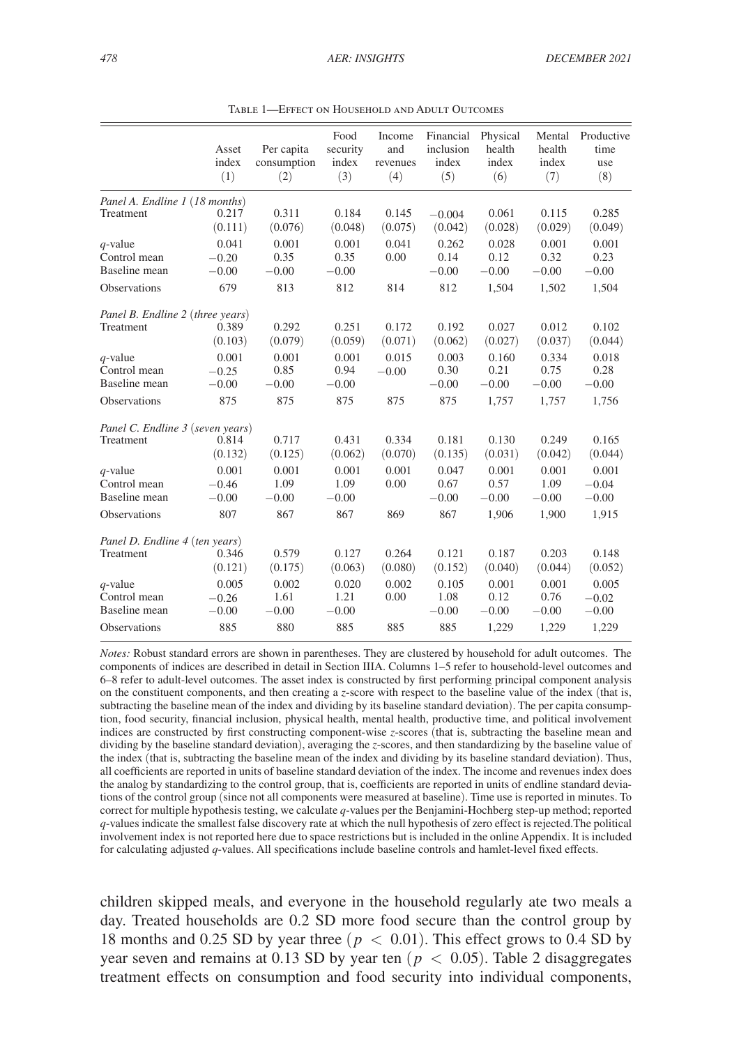Table 1—Effect on Household and Adult Outcomes

| | Asset index (1) | Per capita consumption (2) | Food security index (3) | Income and revenues (4) | Financial inclusion index (5) | Physical health index (6) | Mental health index (7) | Productive time use (8) |
|---|---|---|---|---|---|---|---|---|
| *Panel A. Endline 1 (18 months)* | | | | | | | | |
| Treatment | 0.217 | 0.311 | 0.184 | 0.145 | −0.004 | 0.061 | 0.115 | 0.285 |
| | (0.111) | (0.076) | (0.048) | (0.075) | (0.042) | (0.028) | (0.029) | (0.049) |
| $q$-value | 0.041 | 0.001 | 0.001 | 0.041 | 0.262 | 0.028 | 0.001 | 0.001 |
| Control mean | −0.20 | 0.35 | 0.35 | 0.00 | 0.14 | 0.12 | 0.32 | 0.23 |
| Baseline mean | −0.00 | −0.00 | −0.00 | | −0.00 | −0.00 | −0.00 | −0.00 |
| Observations | 679 | 813 | 812 | 814 | 812 | 1,504 | 1,502 | 1,504 |
| *Panel B. Endline 2 (three years)* | | | | | | | | |
| Treatment | 0.389 | 0.292 | 0.251 | 0.172 | 0.192 | 0.027 | 0.012 | 0.102 |
| | (0.103) | (0.079) | (0.059) | (0.071) | (0.062) | (0.027) | (0.037) | (0.044) |
| $q$-value | 0.001 | 0.001 | 0.001 | 0.015 | 0.003 | 0.160 | 0.334 | 0.018 |
| Control mean | −0.25 | 0.85 | 0.94 | −0.00 | 0.30 | 0.21 | 0.75 | 0.28 |
| Baseline mean | −0.00 | −0.00 | −0.00 | | −0.00 | −0.00 | −0.00 | −0.00 |
| Observations | 875 | 875 | 875 | 875 | 875 | 1,757 | 1,757 | 1,756 |
| *Panel C. Endline 3 (seven years)* | | | | | | | | |
| Treatment | 0.814 | 0.717 | 0.431 | 0.334 | 0.181 | 0.130 | 0.249 | 0.165 |
| | (0.132) | (0.125) | (0.062) | (0.070) | (0.135) | (0.031) | (0.042) | (0.044) |
| $q$-value | 0.001 | 0.001 | 0.001 | 0.001 | 0.047 | 0.001 | 0.001 | 0.001 |
| Control mean | −0.46 | 1.09 | 1.09 | 0.00 | 0.67 | 0.57 | 1.09 | −0.04 |
| Baseline mean | −0.00 | −0.00 | −0.00 | | −0.00 | −0.00 | −0.00 | −0.00 |
| Observations | 807 | 867 | 867 | 869 | 867 | 1,906 | 1,900 | 1,915 |
| *Panel D. Endline 4 (ten years)* | | | | | | | | |
| Treatment | 0.346 | 0.579 | 0.127 | 0.264 | 0.121 | 0.187 | 0.203 | 0.148 |
| | (0.121) | (0.175) | (0.063) | (0.080) | (0.152) | (0.040) | (0.044) | (0.052) |
| $q$-value | 0.005 | 0.002 | 0.020 | 0.002 | 0.105 | 0.001 | 0.001 | 0.005 |
| Control mean | −0.26 | 1.61 | 1.21 | 0.00 | 1.08 | 0.12 | 0.76 | −0.02 |
| Baseline mean | −0.00 | −0.00 | −0.00 | | −0.00 | −0.00 | −0.00 | −0.00 |
| Observations | 885 | 880 | 885 | 885 | 885 | 1,229 | 1,229 | 1,229 |

*Notes:* Robust standard errors are shown in parentheses. They are clustered by household for adult outcomes. The components of indices are described in detail in Section IIIA. Columns 1–5 refer to household-level outcomes and 6–8 refer to adult-level outcomes. The asset index is constructed by first performing principal component analysis on the constituent components, and then creating a $z$-score with respect to the baseline value of the index (that is, subtracting the baseline mean of the index and dividing by its baseline standard deviation). The per capita consumption, food security, financial inclusion, physical health, mental health, productive time, and political involvement indices are constructed by first constructing component-wise $z$-scores (that is, subtracting the baseline mean and dividing by the baseline standard deviation), averaging the $z$-scores, and then standardizing by the baseline value of the index (that is, subtracting the baseline mean of the index and dividing by its baseline standard deviation). Thus, all coefficients are reported in units of baseline standard deviation of the index. The income and revenues index does the analog by standardizing to the control group, that is, coefficients are reported in units of endline standard deviations of the control group (since not all components were measured at baseline). Time use is reported in minutes. To correct for multiple hypothesis testing, we calculate $q$-values per the Benjamini-Hochberg step-up method; reported $q$-values indicate the smallest false discovery rate at which the null hypothesis of zero effect is rejected.The political involvement index is not reported here due to space restrictions but is included in the online Appendix. It is included for calculating adjusted $q$-values. All specifications include baseline controls and hamlet-level fixed effects.

children skipped meals, and everyone in the household regularly ate two meals a day. Treated households are 0.2 SD more food secure than the control group by 18 months and 0.25 SD by year three ($p < 0.01$). This effect grows to 0.4 SD by year seven and remains at 0.13 SD by year ten ($p < 0.05$). Table 2 disaggregates treatment effects on consumption and food security into individual components,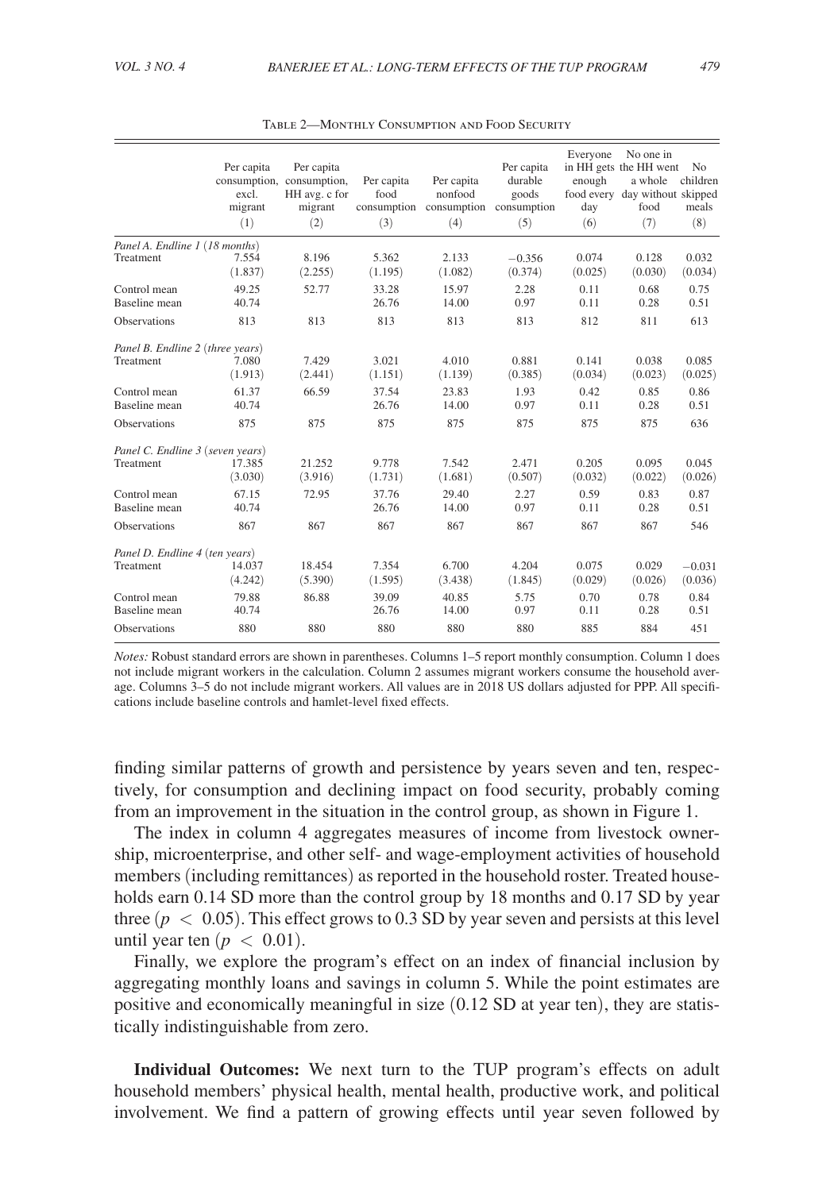Table 2—Monthly Consumption and Food Security

| | Per capita consumption, excl. migrant (1) | Per capita consumption, HH avg. c for migrant (2) | Per capita food consumption (3) | Per capita nonfood consumption (4) | Per capita durable goods consumption (5) | Everyone in HH gets enough food every day (6) | No one in the HH went a whole day without food (7) | No children skipped meals (8) |
|---|---|---|---|---|---|---|---|---|
| *Panel A. Endline 1 (18 months)* | | | | | | | | |
| Treatment | 7.554 | 8.196 | 5.362 | 2.133 | −0.356 | 0.074 | 0.128 | 0.032 |
| | (1.837) | (2.255) | (1.195) | (1.082) | (0.374) | (0.025) | (0.030) | (0.034) |
| Control mean | 49.25 | 52.77 | 33.28 | 15.97 | 2.28 | 0.11 | 0.68 | 0.75 |
| Baseline mean | 40.74 | | 26.76 | 14.00 | 0.97 | 0.11 | 0.28 | 0.51 |
| Observations | 813 | 813 | 813 | 813 | 813 | 812 | 811 | 613 |
| *Panel B. Endline 2 (three years)* | | | | | | | | |
| Treatment | 7.080 | 7.429 | 3.021 | 4.010 | 0.881 | 0.141 | 0.038 | 0.085 |
| | (1.913) | (2.441) | (1.151) | (1.139) | (0.385) | (0.034) | (0.023) | (0.025) |
| Control mean | 61.37 | 66.59 | 37.54 | 23.83 | 1.93 | 0.42 | 0.85 | 0.86 |
| Baseline mean | 40.74 | | 26.76 | 14.00 | 0.97 | 0.11 | 0.28 | 0.51 |
| Observations | 875 | 875 | 875 | 875 | 875 | 875 | 875 | 636 |
| *Panel C. Endline 3 (seven years)* | | | | | | | | |
| Treatment | 17.385 | 21.252 | 9.778 | 7.542 | 2.471 | 0.205 | 0.095 | 0.045 |
| | (3.030) | (3.916) | (1.731) | (1.681) | (0.507) | (0.032) | (0.022) | (0.026) |
| Control mean | 67.15 | 72.95 | 37.76 | 29.40 | 2.27 | 0.59 | 0.83 | 0.87 |
| Baseline mean | 40.74 | | 26.76 | 14.00 | 0.97 | 0.11 | 0.28 | 0.51 |
| Observations | 867 | 867 | 867 | 867 | 867 | 867 | 867 | 546 |
| *Panel D. Endline 4 (ten years)* | | | | | | | | |
| Treatment | 14.037 | 18.454 | 7.354 | 6.700 | 4.204 | 0.075 | 0.029 | −0.031 |
| | (4.242) | (5.390) | (1.595) | (3.438) | (1.845) | (0.029) | (0.026) | (0.036) |
| Control mean | 79.88 | 86.88 | 39.09 | 40.85 | 5.75 | 0.70 | 0.78 | 0.84 |
| Baseline mean | 40.74 | | 26.76 | 14.00 | 0.97 | 0.11 | 0.28 | 0.51 |
| Observations | 880 | 880 | 880 | 880 | 880 | 885 | 884 | 451 |

*Notes:* Robust standard errors are shown in parentheses. Columns 1–5 report monthly consumption. Column 1 does not include migrant workers in the calculation. Column 2 assumes migrant workers consume the household average. Columns 3–5 do not include migrant workers. All values are in 2018 US dollars adjusted for PPP. All specifications include baseline controls and hamlet-level fixed effects.

finding similar patterns of growth and persistence by years seven and ten, respectively, for consumption and declining impact on food security, probably coming from an improvement in the situation in the control group, as shown in Figure 1.

The index in column 4 aggregates measures of income from livestock ownership, microenterprise, and other self- and wage-employment activities of household members (including remittances) as reported in the household roster. Treated households earn 0.14 SD more than the control group by 18 months and 0.17 SD by year three ($p < 0.05$). This effect grows to 0.3 SD by year seven and persists at this level until year ten ($p < 0.01$).

Finally, we explore the program's effect on an index of financial inclusion by aggregating monthly loans and savings in column 5. While the point estimates are positive and economically meaningful in size (0.12 SD at year ten), they are statistically indistinguishable from zero.

**Individual Outcomes:** We next turn to the TUP program's effects on adult household members' physical health, mental health, productive work, and political involvement. We find a pattern of growing effects until year seven followed by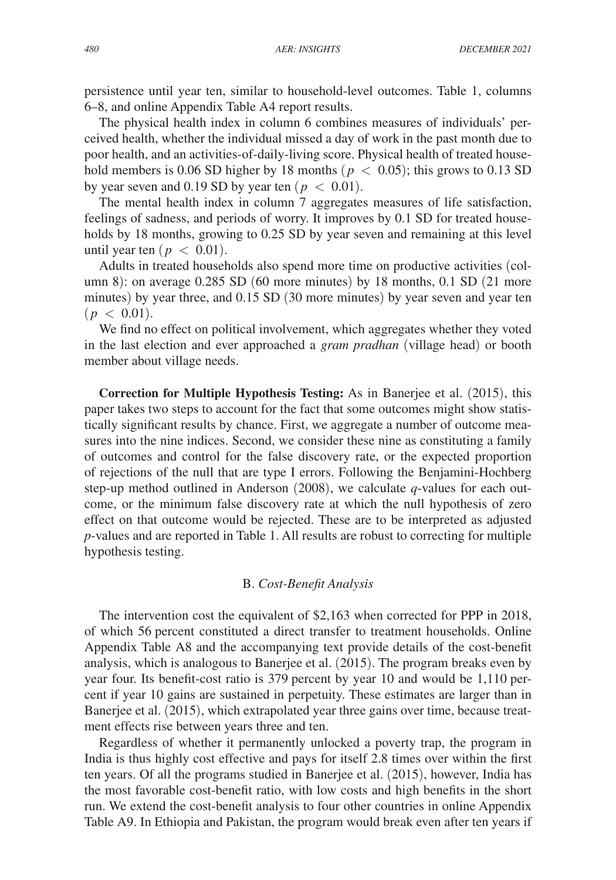persistence until year ten, similar to household-level outcomes. Table 1, columns 6–8, and online Appendix Table A4 report results.

The physical health index in column 6 combines measures of individuals' perceived health, whether the individual missed a day of work in the past month due to poor health, and an activities-of-daily-living score. Physical health of treated household members is 0.06 SD higher by 18 months ($p < 0.05$); this grows to 0.13 SD by year seven and 0.19 SD by year ten ($p < 0.01$).

The mental health index in column 7 aggregates measures of life satisfaction, feelings of sadness, and periods of worry. It improves by 0.1 SD for treated households by 18 months, growing to 0.25 SD by year seven and remaining at this level until year ten ($p < 0.01$).

Adults in treated households also spend more time on productive activities (column 8): on average 0.285 SD (60 more minutes) by 18 months, 0.1 SD (21 more minutes) by year three, and 0.15 SD (30 more minutes) by year seven and year ten ($p < 0.01$).

We find no effect on political involvement, which aggregates whether they voted in the last election and ever approached a *gram pradhan* (village head) or booth member about village needs.

**Correction for Multiple Hypothesis Testing:** As in Banerjee et al. (2015), this paper takes two steps to account for the fact that some outcomes might show statistically significant results by chance. First, we aggregate a number of outcome measures into the nine indices. Second, we consider these nine as constituting a family of outcomes and control for the false discovery rate, or the expected proportion of rejections of the null that are type I errors. Following the Benjamini-Hochberg step-up method outlined in Anderson (2008), we calculate *q*-values for each outcome, or the minimum false discovery rate at which the null hypothesis of zero effect on that outcome would be rejected. These are to be interpreted as adjusted *p*-values and are reported in Table 1. All results are robust to correcting for multiple hypothesis testing.

### B. *Cost-Benefit Analysis*

The intervention cost the equivalent of \$2,163 when corrected for PPP in 2018, of which 56 percent constituted a direct transfer to treatment households. Online Appendix Table A8 and the accompanying text provide details of the cost-benefit analysis, which is analogous to Banerjee et al. (2015). The program breaks even by year four. Its benefit-cost ratio is 379 percent by year 10 and would be 1,110 percent if year 10 gains are sustained in perpetuity. These estimates are larger than in Banerjee et al. (2015), which extrapolated year three gains over time, because treatment effects rise between years three and ten.

Regardless of whether it permanently unlocked a poverty trap, the program in India is thus highly cost effective and pays for itself 2.8 times over within the first ten years. Of all the programs studied in Banerjee et al. (2015), however, India has the most favorable cost-benefit ratio, with low costs and high benefits in the short run. We extend the cost-benefit analysis to four other countries in online Appendix Table A9. In Ethiopia and Pakistan, the program would break even after ten years if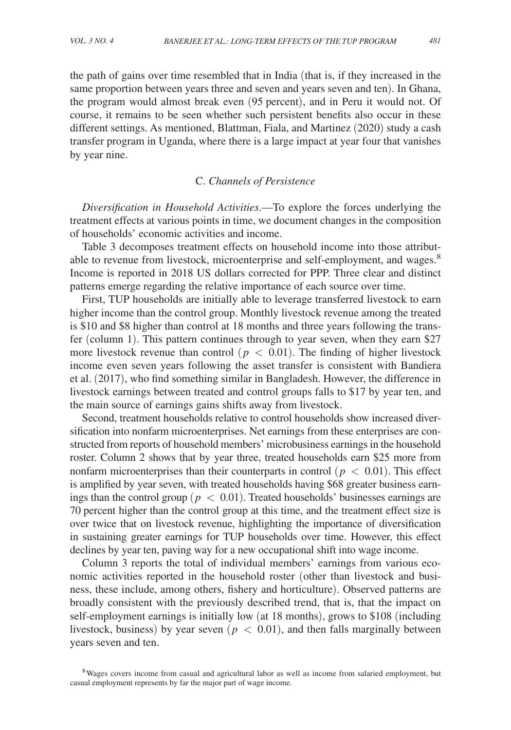the path of gains over time resembled that in India (that is, if they increased in the same proportion between years three and seven and years seven and ten). In Ghana, the program would almost break even (95 percent), and in Peru it would not. Of course, it remains to be seen whether such persistent benefits also occur in these different settings. As mentioned, Blattman, Fiala, and Martinez (2020) study a cash transfer program in Uganda, where there is a large impact at year four that vanishes by year nine.

### C. *Channels of Persistence*

*Diversification in Household Activities*.—To explore the forces underlying the treatment effects at various points in time, we document changes in the composition of households' economic activities and income.

Table 3 decomposes treatment effects on household income into those attributable to revenue from livestock, microenterprise and self-employment, and wages.[8] Income is reported in 2018 US dollars corrected for PPP. Three clear and distinct patterns emerge regarding the relative importance of each source over time.

First, TUP households are initially able to leverage transferred livestock to earn higher income than the control group. Monthly livestock revenue among the treated is \$10 and \$8 higher than control at 18 months and three years following the transfer (column 1). This pattern continues through to year seven, when they earn \$27 more livestock revenue than control ($p < 0.01$). The finding of higher livestock income even seven years following the asset transfer is consistent with Bandiera et al. (2017), who find something similar in Bangladesh. However, the difference in livestock earnings between treated and control groups falls to \$17 by year ten, and the main source of earnings gains shifts away from livestock.

Second, treatment households relative to control households show increased diversification into nonfarm microenterprises. Net earnings from these enterprises are constructed from reports of household members' microbusiness earnings in the household roster. Column 2 shows that by year three, treated households earn \$25 more from nonfarm microenterprises than their counterparts in control ($p < 0.01$). This effect is amplified by year seven, with treated households having \$68 greater business earnings than the control group ($p < 0.01$). Treated households' businesses earnings are 70 percent higher than the control group at this time, and the treatment effect size is over twice that on livestock revenue, highlighting the importance of diversification in sustaining greater earnings for TUP households over time. However, this effect declines by year ten, paving way for a new occupational shift into wage income.

Column 3 reports the total of individual members' earnings from various economic activities reported in the household roster (other than livestock and business, these include, among others, fishery and horticulture). Observed patterns are broadly consistent with the previously described trend, that is, that the impact on self-employment earnings is initially low (at 18 months), grows to \$108 (including livestock, business) by year seven ($p < 0.01$), and then falls marginally between years seven and ten.

[8] Wages covers income from casual and agricultural labor as well as income from salaried employment, but casual employment represents by far the major part of wage income.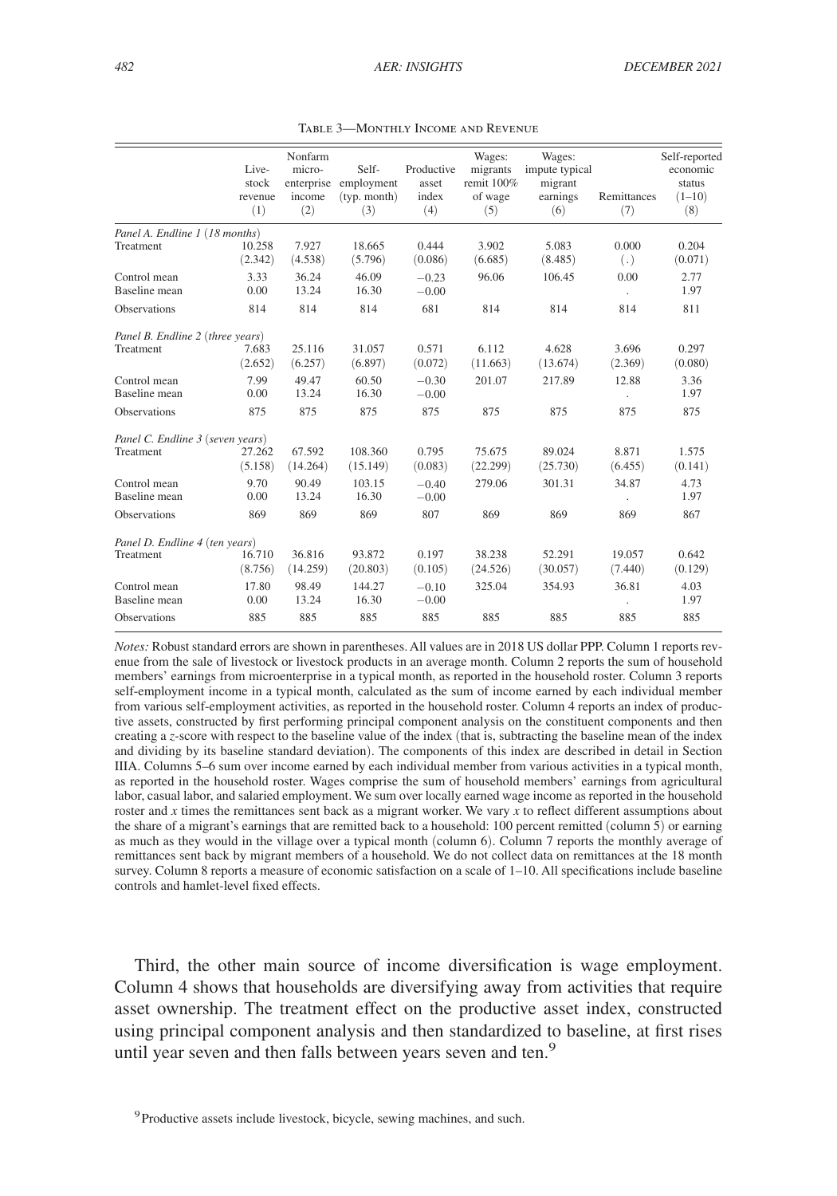Table 3—Monthly Income and Revenue

| | Livestock revenue (1) | Nonfarm microenterprise income (2) | Self-employment (typ. month) (3) | Productive asset index (4) | Wages: migrants remit 100% of wage (5) | Wages: impute typical migrant earnings (6) | Remittances (7) | Self-reported economic status (1–10) (8) |
|---|---|---|---|---|---|---|---|---|
| *Panel A. Endline 1 (18 months)* | | | | | | | | |
| Treatment | 10.258 | 7.927 | 18.665 | 0.444 | 3.902 | 5.083 | 0.000 | 0.204 |
| | (2.342) | (4.538) | (5.796) | (0.086) | (6.685) | (8.485) | (.) | (0.071) |
| Control mean | 3.33 | 36.24 | 46.09 | −0.23 | 96.06 | 106.45 | 0.00 | 2.77 |
| Baseline mean | 0.00 | 13.24 | 16.30 | −0.00 | | | . | 1.97 |
| Observations | 814 | 814 | 814 | 681 | 814 | 814 | 814 | 811 |
| *Panel B. Endline 2 (three years)* | | | | | | | | |
| Treatment | 7.683 | 25.116 | 31.057 | 0.571 | 6.112 | 4.628 | 3.696 | 0.297 |
| | (2.652) | (6.257) | (6.897) | (0.072) | (11.663) | (13.674) | (2.369) | (0.080) |
| Control mean | 7.99 | 49.47 | 60.50 | −0.30 | 201.07 | 217.89 | 12.88 | 3.36 |
| Baseline mean | 0.00 | 13.24 | 16.30 | −0.00 | | | . | 1.97 |
| Observations | 875 | 875 | 875 | 875 | 875 | 875 | 875 | 875 |
| *Panel C. Endline 3 (seven years)* | | | | | | | | |
| Treatment | 27.262 | 67.592 | 108.360 | 0.795 | 75.675 | 89.024 | 8.871 | 1.575 |
| | (5.158) | (14.264) | (15.149) | (0.083) | (22.299) | (25.730) | (6.455) | (0.141) |
| Control mean | 9.70 | 90.49 | 103.15 | −0.40 | 279.06 | 301.31 | 34.87 | 4.73 |
| Baseline mean | 0.00 | 13.24 | 16.30 | −0.00 | | | . | 1.97 |
| Observations | 869 | 869 | 869 | 807 | 869 | 869 | 869 | 867 |
| *Panel D. Endline 4 (ten years)* | | | | | | | | |
| Treatment | 16.710 | 36.816 | 93.872 | 0.197 | 38.238 | 52.291 | 19.057 | 0.642 |
| | (8.756) | (14.259) | (20.803) | (0.105) | (24.526) | (30.057) | (7.440) | (0.129) |
| Control mean | 17.80 | 98.49 | 144.27 | −0.10 | 325.04 | 354.93 | 36.81 | 4.03 |
| Baseline mean | 0.00 | 13.24 | 16.30 | −0.00 | | | . | 1.97 |
| Observations | 885 | 885 | 885 | 885 | 885 | 885 | 885 | 885 |

*Notes:* Robust standard errors are shown in parentheses. All values are in 2018 US dollar PPP. Column 1 reports revenue from the sale of livestock or livestock products in an average month. Column 2 reports the sum of household members' earnings from microenterprise in a typical month, as reported in the household roster. Column 3 reports self-employment income in a typical month, calculated as the sum of income earned by each individual member from various self-employment activities, as reported in the household roster. Column 4 reports an index of productive assets, constructed by first performing principal component analysis on the constituent components and then creating a $z$-score with respect to the baseline value of the index (that is, subtracting the baseline mean of the index and dividing by its baseline standard deviation). The components of this index are described in detail in Section IIIA. Columns 5–6 sum over income earned by each individual member from various activities in a typical month, as reported in the household roster. Wages comprise the sum of household members' earnings from agricultural labor, casual labor, and salaried employment. We sum over locally earned wage income as reported in the household roster and $x$ times the remittances sent back as a migrant worker. We vary $x$ to reflect different assumptions about the share of a migrant's earnings that are remitted back to a household: 100 percent remitted (column 5) or earning as much as they would in the village over a typical month (column 6). Column 7 reports the monthly average of remittances sent back by migrant members of a household. We do not collect data on remittances at the 18 month survey. Column 8 reports a measure of economic satisfaction on a scale of 1–10. All specifications include baseline controls and hamlet-level fixed effects.

Third, the other main source of income diversification is wage employment. Column 4 shows that households are diversifying away from activities that require asset ownership. The treatment effect on the productive asset index, constructed using principal component analysis and then standardized to baseline, at first rises until year seven and then falls between years seven and ten.[9]

[9] Productive assets include livestock, bicycle, sewing machines, and such.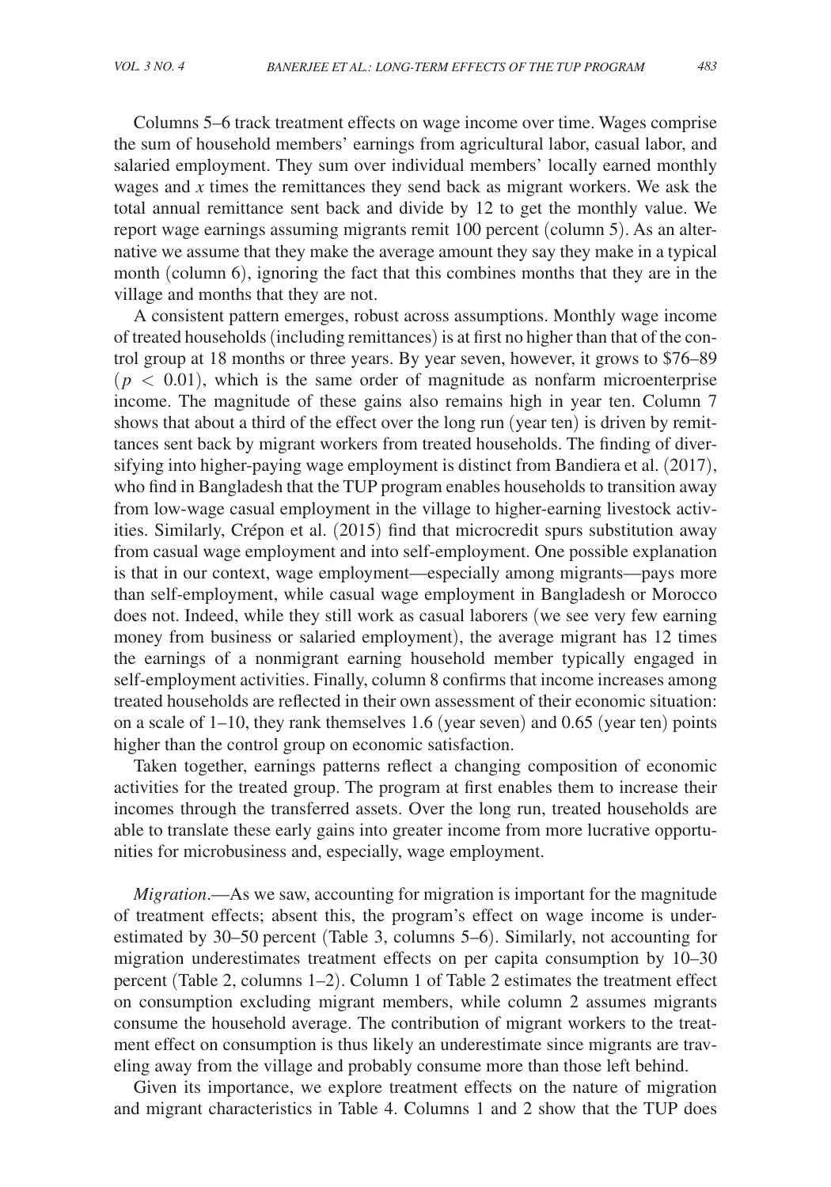Columns 5–6 track treatment effects on wage income over time. Wages comprise the sum of household members' earnings from agricultural labor, casual labor, and salaried employment. They sum over individual members' locally earned monthly wages and $x$ times the remittances they send back as migrant workers. We ask the total annual remittance sent back and divide by 12 to get the monthly value. We report wage earnings assuming migrants remit 100 percent (column 5). As an alternative we assume that they make the average amount they say they make in a typical month (column 6), ignoring the fact that this combines months that they are in the village and months that they are not.

A consistent pattern emerges, robust across assumptions. Monthly wage income of treated households (including remittances) is at first no higher than that of the control group at 18 months or three years. By year seven, however, it grows to \$76–89 ($p < 0.01$), which is the same order of magnitude as nonfarm microenterprise income. The magnitude of these gains also remains high in year ten. Column 7 shows that about a third of the effect over the long run (year ten) is driven by remittances sent back by migrant workers from treated households. The finding of diversifying into higher-paying wage employment is distinct from Bandiera et al. (2017), who find in Bangladesh that the TUP program enables households to transition away from low-wage casual employment in the village to higher-earning livestock activities. Similarly, Crépon et al. (2015) find that microcredit spurs substitution away from casual wage employment and into self-employment. One possible explanation is that in our context, wage employment—especially among migrants—pays more than self-employment, while casual wage employment in Bangladesh or Morocco does not. Indeed, while they still work as casual laborers (we see very few earning money from business or salaried employment), the average migrant has 12 times the earnings of a nonmigrant earning household member typically engaged in self-employment activities. Finally, column 8 confirms that income increases among treated households are reflected in their own assessment of their economic situation: on a scale of 1–10, they rank themselves 1.6 (year seven) and 0.65 (year ten) points higher than the control group on economic satisfaction.

Taken together, earnings patterns reflect a changing composition of economic activities for the treated group. The program at first enables them to increase their incomes through the transferred assets. Over the long run, treated households are able to translate these early gains into greater income from more lucrative opportunities for microbusiness and, especially, wage employment.

*Migration*.—As we saw, accounting for migration is important for the magnitude of treatment effects; absent this, the program's effect on wage income is underestimated by 30–50 percent (Table 3, columns 5–6). Similarly, not accounting for migration underestimates treatment effects on per capita consumption by 10–30 percent (Table 2, columns 1–2). Column 1 of Table 2 estimates the treatment effect on consumption excluding migrant members, while column 2 assumes migrants consume the household average. The contribution of migrant workers to the treatment effect on consumption is thus likely an underestimate since migrants are traveling away from the village and probably consume more than those left behind.

Given its importance, we explore treatment effects on the nature of migration and migrant characteristics in Table 4. Columns 1 and 2 show that the TUP does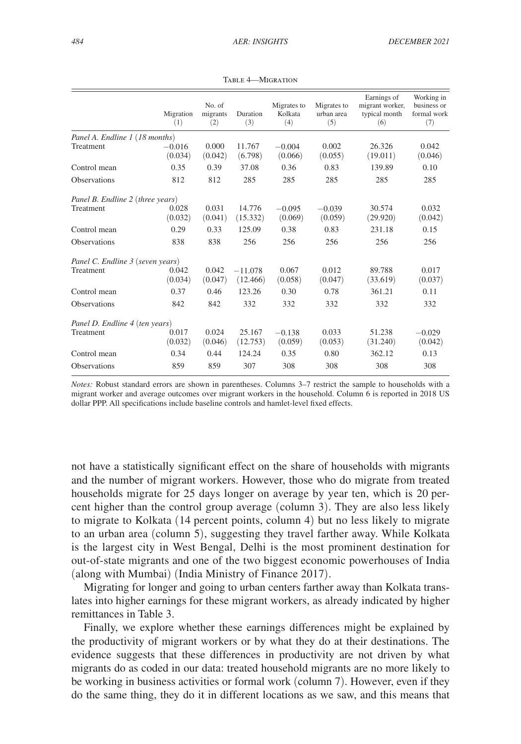Table 4—Migration

| | Migration (1) | No. of migrants (2) | Duration (3) | Migrates to Kolkata (4) | Migrates to urban area (5) | Earnings of migrant worker, typical month (6) | Working in business or formal work (7) |
|---|---|---|---|---|---|---|---|
| *Panel A. Endline 1 (18 months)* | | | | | | | |
| Treatment | −0.016 | 0.000 | 11.767 | −0.004 | 0.002 | 26.326 | 0.042 |
| | (0.034) | (0.042) | (6.798) | (0.066) | (0.055) | (19.011) | (0.046) |
| Control mean | 0.35 | 0.39 | 37.08 | 0.36 | 0.83 | 139.89 | 0.10 |
| Observations | 812 | 812 | 285 | 285 | 285 | 285 | 285 |
| *Panel B. Endline 2 (three years)* | | | | | | | |
| Treatment | 0.028 | 0.031 | 14.776 | −0.095 | −0.039 | 30.574 | 0.032 |
| | (0.032) | (0.041) | (15.332) | (0.069) | (0.059) | (29.920) | (0.042) |
| Control mean | 0.29 | 0.33 | 125.09 | 0.38 | 0.83 | 231.18 | 0.15 |
| Observations | 838 | 838 | 256 | 256 | 256 | 256 | 256 |
| *Panel C. Endline 3 (seven years)* | | | | | | | |
| Treatment | 0.042 | 0.042 | −11.078 | 0.067 | 0.012 | 89.788 | 0.017 |
| | (0.034) | (0.047) | (12.466) | (0.058) | (0.047) | (33.619) | (0.037) |
| Control mean | 0.37 | 0.46 | 123.26 | 0.30 | 0.78 | 361.21 | 0.11 |
| Observations | 842 | 842 | 332 | 332 | 332 | 332 | 332 |
| *Panel D. Endline 4 (ten years)* | | | | | | | |
| Treatment | 0.017 | 0.024 | 25.167 | −0.138 | 0.033 | 51.238 | −0.029 |
| | (0.032) | (0.046) | (12.753) | (0.059) | (0.053) | (31.240) | (0.042) |
| Control mean | 0.34 | 0.44 | 124.24 | 0.35 | 0.80 | 362.12 | 0.13 |
| Observations | 859 | 859 | 307 | 308 | 308 | 308 | 308 |

*Notes:* Robust standard errors are shown in parentheses. Columns 3–7 restrict the sample to households with a migrant worker and average outcomes over migrant workers in the household. Column 6 is reported in 2018 US dollar PPP. All specifications include baseline controls and hamlet-level fixed effects.

not have a statistically significant effect on the share of households with migrants and the number of migrant workers. However, those who do migrate from treated households migrate for 25 days longer on average by year ten, which is 20 percent higher than the control group average (column 3). They are also less likely to migrate to Kolkata (14 percent points, column 4) but no less likely to migrate to an urban area (column 5), suggesting they travel farther away. While Kolkata is the largest city in West Bengal, Delhi is the most prominent destination for out-of-state migrants and one of the two biggest economic powerhouses of India (along with Mumbai) (India Ministry of Finance 2017).

Migrating for longer and going to urban centers farther away than Kolkata translates into higher earnings for these migrant workers, as already indicated by higher remittances in Table 3.

Finally, we explore whether these earnings differences might be explained by the productivity of migrant workers or by what they do at their destinations. The evidence suggests that these differences in productivity are not driven by what migrants do as coded in our data: treated household migrants are no more likely to be working in business activities or formal work (column 7). However, even if they do the same thing, they do it in different locations as we saw, and this means that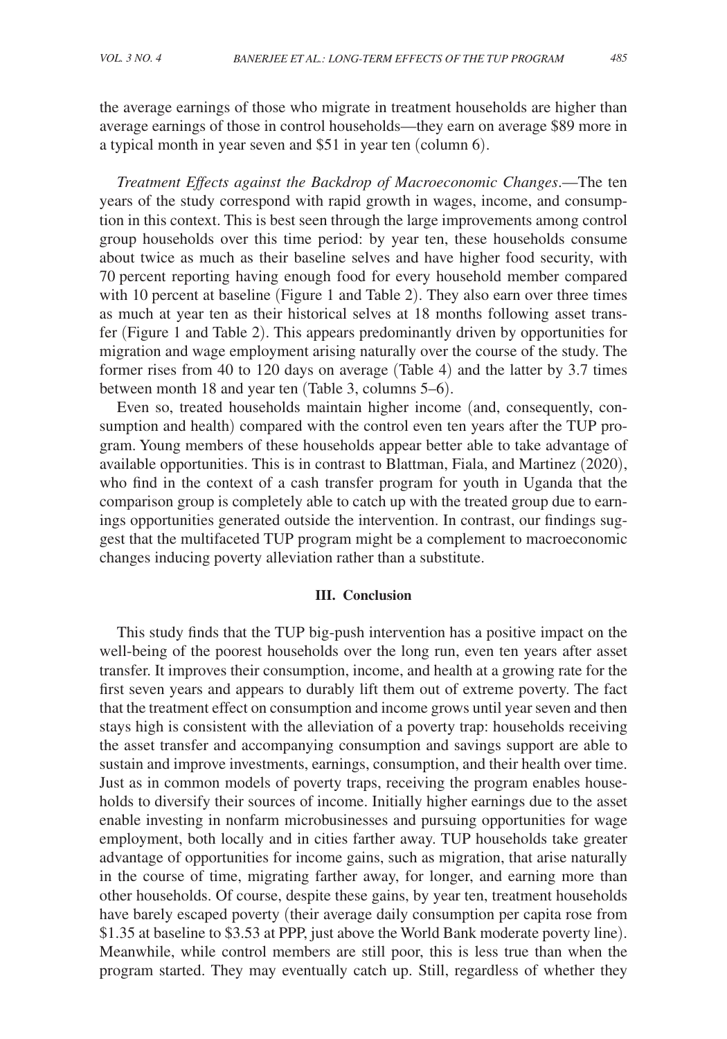the average earnings of those who migrate in treatment households are higher than average earnings of those in control households—they earn on average $89 more in a typical month in year seven and $51 in year ten (column 6).

*Treatment Effects against the Backdrop of Macroeconomic Changes*.—The ten years of the study correspond with rapid growth in wages, income, and consumption in this context. This is best seen through the large improvements among control group households over this time period: by year ten, these households consume about twice as much as their baseline selves and have higher food security, with 70 percent reporting having enough food for every household member compared with 10 percent at baseline (Figure 1 and Table 2). They also earn over three times as much at year ten as their historical selves at 18 months following asset transfer (Figure 1 and Table 2). This appears predominantly driven by opportunities for migration and wage employment arising naturally over the course of the study. The former rises from 40 to 120 days on average (Table 4) and the latter by 3.7 times between month 18 and year ten (Table 3, columns 5–6).

Even so, treated households maintain higher income (and, consequently, consumption and health) compared with the control even ten years after the TUP program. Young members of these households appear better able to take advantage of available opportunities. This is in contrast to Blattman, Fiala, and Martinez (2020), who find in the context of a cash transfer program for youth in Uganda that the comparison group is completely able to catch up with the treated group due to earnings opportunities generated outside the intervention. In contrast, our findings suggest that the multifaceted TUP program might be a complement to macroeconomic changes inducing poverty alleviation rather than a substitute.

## III. Conclusion

This study finds that the TUP big-push intervention has a positive impact on the well-being of the poorest households over the long run, even ten years after asset transfer. It improves their consumption, income, and health at a growing rate for the first seven years and appears to durably lift them out of extreme poverty. The fact that the treatment effect on consumption and income grows until year seven and then stays high is consistent with the alleviation of a poverty trap: households receiving the asset transfer and accompanying consumption and savings support are able to sustain and improve investments, earnings, consumption, and their health over time. Just as in common models of poverty traps, receiving the program enables households to diversify their sources of income. Initially higher earnings due to the asset enable investing in nonfarm microbusinesses and pursuing opportunities for wage employment, both locally and in cities farther away. TUP households take greater advantage of opportunities for income gains, such as migration, that arise naturally in the course of time, migrating farther away, for longer, and earning more than other households. Of course, despite these gains, by year ten, treatment households have barely escaped poverty (their average daily consumption per capita rose from $1.35 at baseline to $3.53 at PPP, just above the World Bank moderate poverty line). Meanwhile, while control members are still poor, this is less true than when the program started. They may eventually catch up. Still, regardless of whether they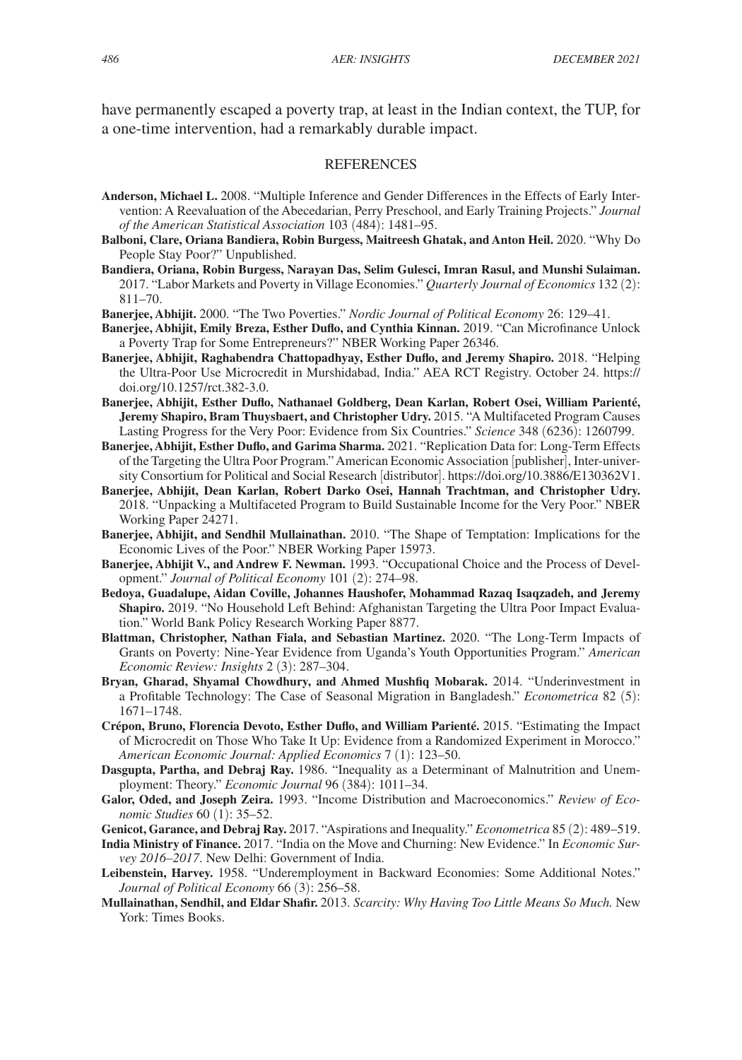have permanently escaped a poverty trap, at least in the Indian context, the TUP, for a one-time intervention, had a remarkably durable impact.

## REFERENCES

**Anderson, Michael L.** 2008. "Multiple Inference and Gender Differences in the Effects of Early Intervention: A Reevaluation of the Abecedarian, Perry Preschool, and Early Training Projects." *Journal of the American Statistical Association* 103 (484): 1481–95.

**Balboni, Clare, Oriana Bandiera, Robin Burgess, Maitreesh Ghatak, and Anton Heil.** 2020. "Why Do People Stay Poor?" Unpublished.

**Bandiera, Oriana, Robin Burgess, Narayan Das, Selim Gulesci, Imran Rasul, and Munshi Sulaiman.** 2017. "Labor Markets and Poverty in Village Economies." *Quarterly Journal of Economics* 132 (2): 811–70.

**Banerjee, Abhijit.** 2000. "The Two Poverties." *Nordic Journal of Political Economy* 26: 129–41.

**Banerjee, Abhijit, Emily Breza, Esther Duflo, and Cynthia Kinnan.** 2019. "Can Microfinance Unlock a Poverty Trap for Some Entrepreneurs?" NBER Working Paper 26346.

**Banerjee, Abhijit, Raghabendra Chattopadhyay, Esther Duflo, and Jeremy Shapiro.** 2018. "Helping the Ultra-Poor Use Microcredit in Murshidabad, India." AEA RCT Registry. October 24. https://doi.org/10.1257/rct.382-3.0.

**Banerjee, Abhijit, Esther Duflo, Nathanael Goldberg, Dean Karlan, Robert Osei, William Parienté, Jeremy Shapiro, Bram Thuysbaert, and Christopher Udry.** 2015. "A Multifaceted Program Causes Lasting Progress for the Very Poor: Evidence from Six Countries." *Science* 348 (6236): 1260799.

**Banerjee, Abhijit, Esther Duflo, and Garima Sharma.** 2021. "Replication Data for: Long-Term Effects of the Targeting the Ultra Poor Program." American Economic Association [publisher], Inter-university Consortium for Political and Social Research [distributor]. https://doi.org/10.3886/E130362V1.

**Banerjee, Abhijit, Dean Karlan, Robert Darko Osei, Hannah Trachtman, and Christopher Udry.** 2018. "Unpacking a Multifaceted Program to Build Sustainable Income for the Very Poor." NBER Working Paper 24271.

**Banerjee, Abhijit, and Sendhil Mullainathan.** 2010. "The Shape of Temptation: Implications for the Economic Lives of the Poor." NBER Working Paper 15973.

**Banerjee, Abhijit V., and Andrew F. Newman.** 1993. "Occupational Choice and the Process of Development." *Journal of Political Economy* 101 (2): 274–98.

**Bedoya, Guadalupe, Aidan Coville, Johannes Haushofer, Mohammad Razaq Isaqzadeh, and Jeremy Shapiro.** 2019. "No Household Left Behind: Afghanistan Targeting the Ultra Poor Impact Evaluation." World Bank Policy Research Working Paper 8877.

**Blattman, Christopher, Nathan Fiala, and Sebastian Martinez.** 2020. "The Long-Term Impacts of Grants on Poverty: Nine-Year Evidence from Uganda's Youth Opportunities Program." *American Economic Review: Insights* 2 (3): 287–304.

**Bryan, Gharad, Shyamal Chowdhury, and Ahmed Mushfiq Mobarak.** 2014. "Underinvestment in a Profitable Technology: The Case of Seasonal Migration in Bangladesh." *Econometrica* 82 (5): 1671–1748.

**Crépon, Bruno, Florencia Devoto, Esther Duflo, and William Parienté.** 2015. "Estimating the Impact of Microcredit on Those Who Take It Up: Evidence from a Randomized Experiment in Morocco." *American Economic Journal: Applied Economics* 7 (1): 123–50.

**Dasgupta, Partha, and Debraj Ray.** 1986. "Inequality as a Determinant of Malnutrition and Unemployment: Theory." *Economic Journal* 96 (384): 1011–34.

**Galor, Oded, and Joseph Zeira.** 1993. "Income Distribution and Macroeconomics." *Review of Economic Studies* 60 (1): 35–52.

**Genicot, Garance, and Debraj Ray.** 2017. "Aspirations and Inequality." *Econometrica* 85 (2): 489–519.

**India Ministry of Finance.** 2017. "India on the Move and Churning: New Evidence." In *Economic Survey 2016–2017*. New Delhi: Government of India.

**Leibenstein, Harvey.** 1958. "Underemployment in Backward Economies: Some Additional Notes." *Journal of Political Economy* 66 (3): 256–58.

**Mullainathan, Sendhil, and Eldar Shafir.** 2013. *Scarcity: Why Having Too Little Means So Much.* New York: Times Books.